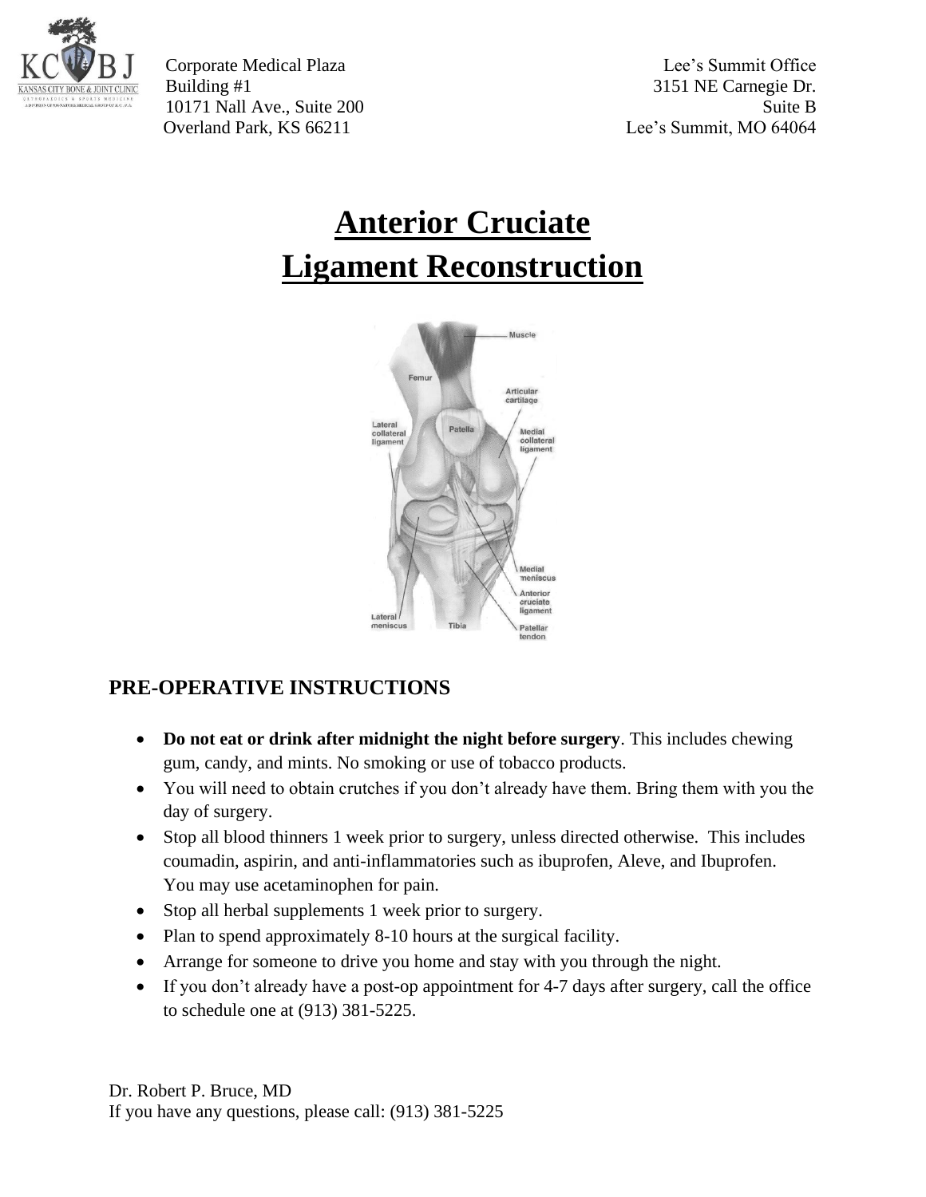Corporate Medical Plaza
Building #1
10171 Nall Ave., Suite 200
Overland Park, KS 66211

Lee's Summit Office
3151 NE Carnegie Dr.
Suite B
Lee's Summit, MO 64064

# Anterior Cruciate Ligament Reconstruction

## PRE-OPERATIVE INSTRUCTIONS

- **Do not eat or drink after midnight the night before surgery**. This includes chewing gum, candy, and mints. No smoking or use of tobacco products.
- You will need to obtain crutches if you don't already have them. Bring them with you the day of surgery.
- Stop all blood thinners 1 week prior to surgery, unless directed otherwise. This includes coumadin, aspirin, and anti-inflammatories such as ibuprofen, Aleve, and Ibuprofen. You may use acetaminophen for pain.
- Stop all herbal supplements 1 week prior to surgery.
- Plan to spend approximately 8-10 hours at the surgical facility.
- Arrange for someone to drive you home and stay with you through the night.
- If you don't already have a post-op appointment for 4-7 days after surgery, call the office to schedule one at (913) 381-5225.

Dr. Robert P. Bruce, MD
If you have any questions, please call: (913) 381-5225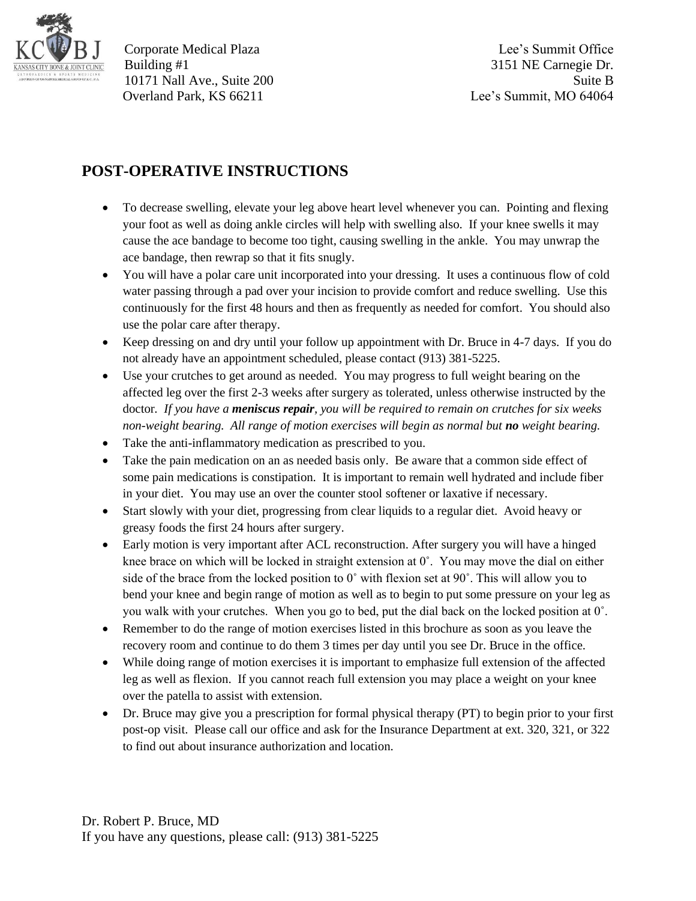Corporate Medical Plaza
Building #1
10171 Nall Ave., Suite 200
Overland Park, KS 66211

Lee's Summit Office
3151 NE Carnegie Dr.
Suite B
Lee's Summit, MO 64064

## POST-OPERATIVE INSTRUCTIONS

- To decrease swelling, elevate your leg above heart level whenever you can. Pointing and flexing your foot as well as doing ankle circles will help with swelling also. If your knee swells it may cause the ace bandage to become too tight, causing swelling in the ankle. You may unwrap the ace bandage, then rewrap so that it fits snugly.
- You will have a polar care unit incorporated into your dressing. It uses a continuous flow of cold water passing through a pad over your incision to provide comfort and reduce swelling. Use this continuously for the first 48 hours and then as frequently as needed for comfort. You should also use the polar care after therapy.
- Keep dressing on and dry until your follow up appointment with Dr. Bruce in 4-7 days. If you do not already have an appointment scheduled, please contact (913) 381-5225.
- Use your crutches to get around as needed. You may progress to full weight bearing on the affected leg over the first 2-3 weeks after surgery as tolerated, unless otherwise instructed by the doctor. *If you have a **meniscus repair**, you will be required to remain on crutches for six weeks non-weight bearing. All range of motion exercises will begin as normal but **no** weight bearing.*
- Take the anti-inflammatory medication as prescribed to you.
- Take the pain medication on an as needed basis only. Be aware that a common side effect of some pain medications is constipation. It is important to remain well hydrated and include fiber in your diet. You may use an over the counter stool softener or laxative if necessary.
- Start slowly with your diet, progressing from clear liquids to a regular diet. Avoid heavy or greasy foods the first 24 hours after surgery.
- Early motion is very important after ACL reconstruction. After surgery you will have a hinged knee brace on which will be locked in straight extension at 0˚. You may move the dial on either side of the brace from the locked position to 0˚ with flexion set at 90˚. This will allow you to bend your knee and begin range of motion as well as to begin to put some pressure on your leg as you walk with your crutches. When you go to bed, put the dial back on the locked position at 0˚.
- Remember to do the range of motion exercises listed in this brochure as soon as you leave the recovery room and continue to do them 3 times per day until you see Dr. Bruce in the office.
- While doing range of motion exercises it is important to emphasize full extension of the affected leg as well as flexion. If you cannot reach full extension you may place a weight on your knee over the patella to assist with extension.
- Dr. Bruce may give you a prescription for formal physical therapy (PT) to begin prior to your first post-op visit. Please call our office and ask for the Insurance Department at ext. 320, 321, or 322 to find out about insurance authorization and location.

Dr. Robert P. Bruce, MD
If you have any questions, please call: (913) 381-5225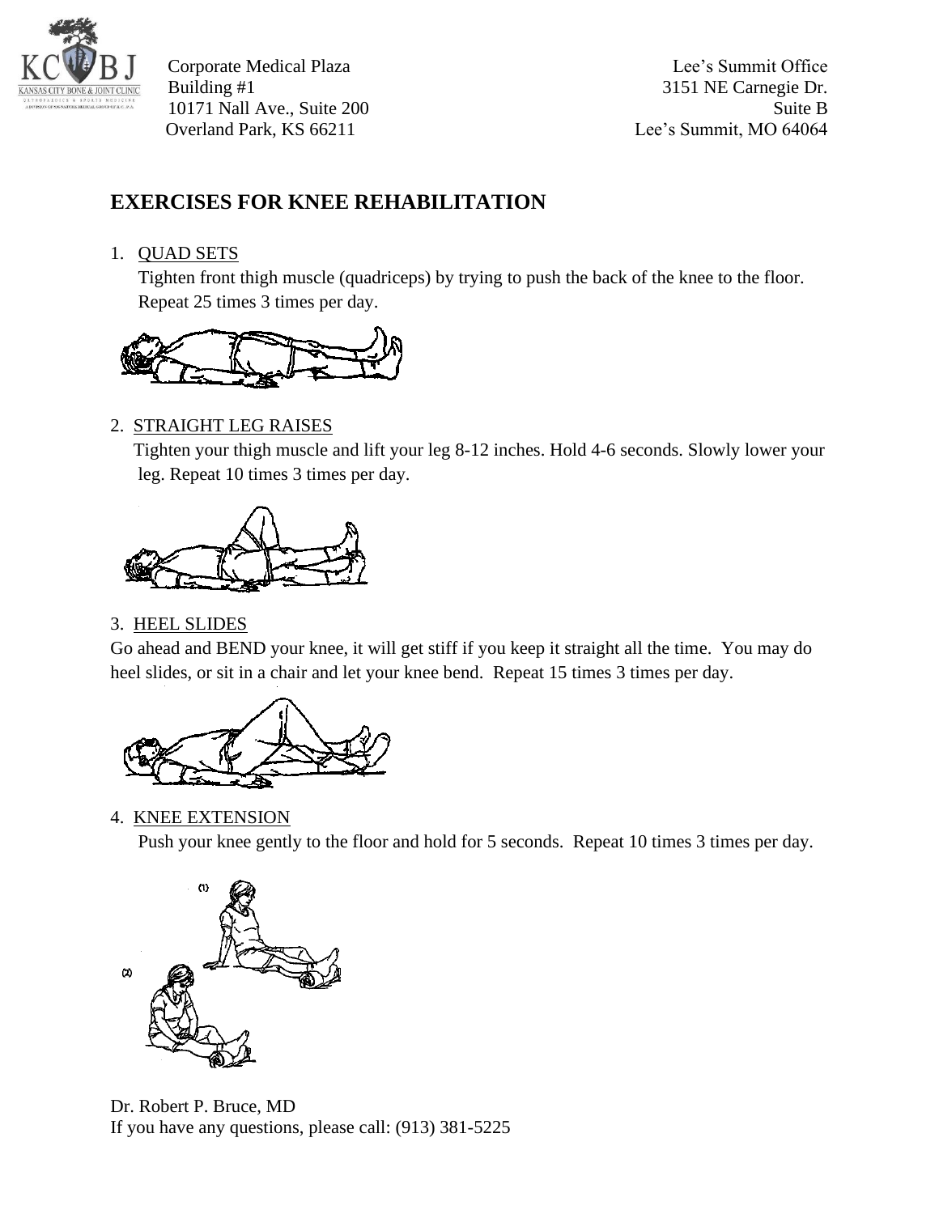Corporate Medical Plaza
Building #1
10171 Nall Ave., Suite 200
Overland Park, KS 66211

Lee's Summit Office
3151 NE Carnegie Dr.
Suite B
Lee's Summit, MO 64064

# EXERCISES FOR KNEE REHABILITATION

1. QUAD SETS
   Tighten front thigh muscle (quadriceps) by trying to push the back of the knee to the floor. Repeat 25 times 3 times per day.

2. STRAIGHT LEG RAISES
   Tighten your thigh muscle and lift your leg 8-12 inches. Hold 4-6 seconds. Slowly lower your leg. Repeat 10 times 3 times per day.

3. HEEL SLIDES
   Go ahead and BEND your knee, it will get stiff if you keep it straight all the time. You may do heel slides, or sit in a chair and let your knee bend. Repeat 15 times 3 times per day.

4. KNEE EXTENSION
   Push your knee gently to the floor and hold for 5 seconds. Repeat 10 times 3 times per day.

Dr. Robert P. Bruce, MD
If you have any questions, please call: (913) 381-5225